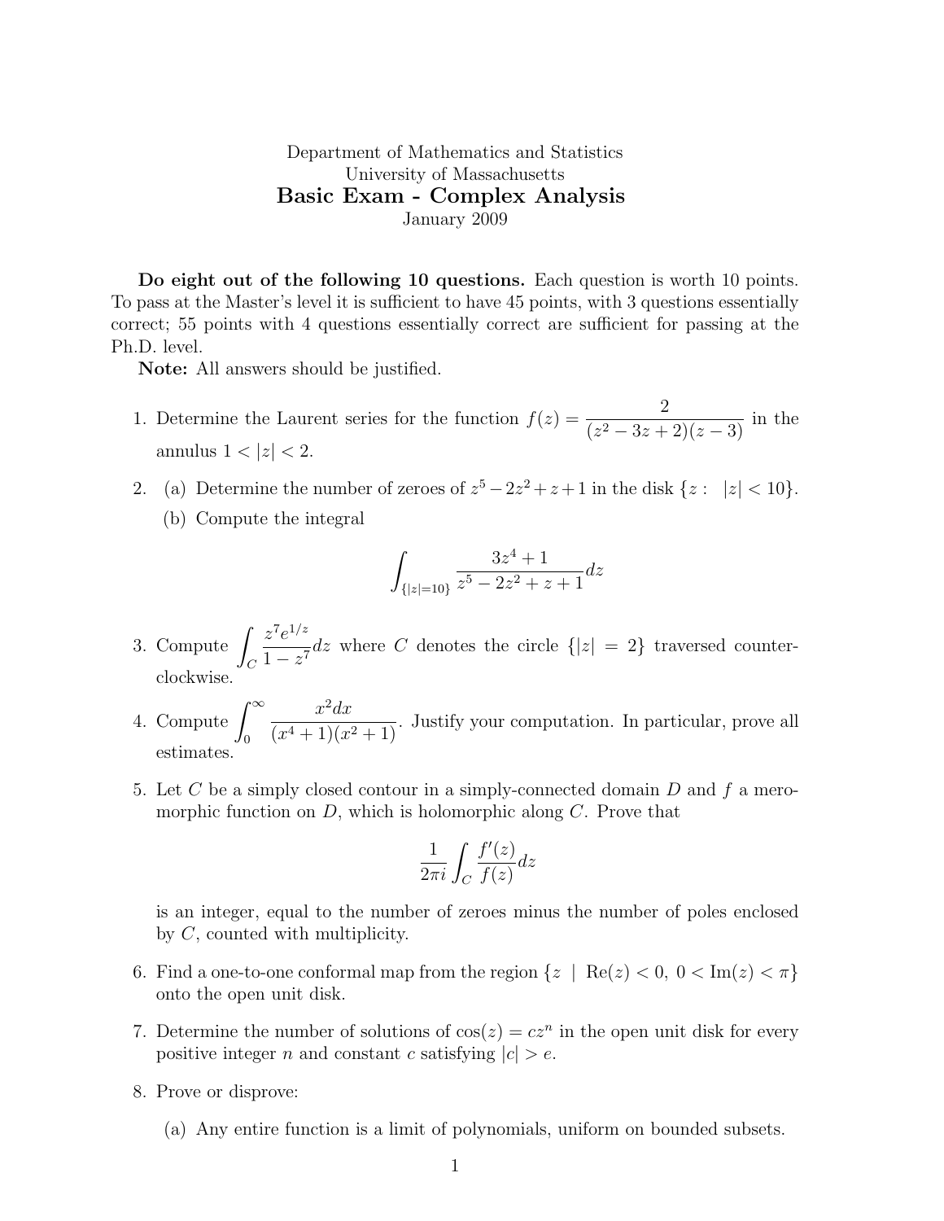Department of Mathematics and Statistics
University of Massachusetts

# Basic Exam - Complex Analysis

January 2009

**Do eight out of the following 10 questions.** Each question is worth 10 points. To pass at the Master's level it is sufficient to have 45 points, with 3 questions essentially correct; 55 points with 4 questions essentially correct are sufficient for passing at the Ph.D. level.

**Note:** All answers should be justified.

1. Determine the Laurent series for the function $f(z) = \dfrac{2}{(z^2 - 3z + 2)(z - 3)}$ in the annulus $1 < |z| < 2$.

2. (a) Determine the number of zeroes of $z^5 - 2z^2 + z + 1$ in the disk $\{z : \ |z| < 10\}$.

   (b) Compute the integral
   $$\int_{\{|z|=10\}} \frac{3z^4 + 1}{z^5 - 2z^2 + z + 1} dz$$

3. Compute $\displaystyle\int_C \frac{z^7 e^{1/z}}{1 - z^7} dz$ where $C$ denotes the circle $\{|z| = 2\}$ traversed counter-clockwise.

4. Compute $\displaystyle\int_0^\infty \frac{x^2 dx}{(x^4 + 1)(x^2 + 1)}$. Justify your computation. In particular, prove all estimates.

5. Let $C$ be a simply closed contour in a simply-connected domain $D$ and $f$ a meromorphic function on $D$, which is holomorphic along $C$. Prove that
   $$\frac{1}{2\pi i} \int_C \frac{f'(z)}{f(z)} dz$$
   is an integer, equal to the number of zeroes minus the number of poles enclosed by $C$, counted with multiplicity.

6. Find a one-to-one conformal map from the region $\{z \mid \operatorname{Re}(z) < 0, \ 0 < \operatorname{Im}(z) < \pi\}$ onto the open unit disk.

7. Determine the number of solutions of $\cos(z) = cz^n$ in the open unit disk for every positive integer $n$ and constant $c$ satisfying $|c| > e$.

8. Prove or disprove:

   (a) Any entire function is a limit of polynomials, uniform on bounded subsets.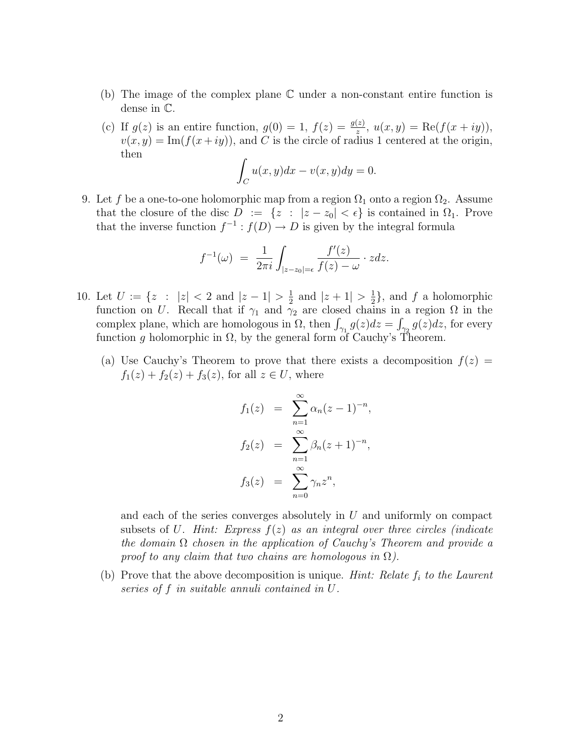(b) The image of the complex plane $\mathbb{C}$ under a non-constant entire function is dense in $\mathbb{C}$.

(c) If $g(z)$ is an entire function, $g(0) = 1$, $f(z) = \frac{g(z)}{z}$, $u(x, y) = \mathrm{Re}(f(x + iy))$, $v(x, y) = \mathrm{Im}(f(x+iy))$, and $C$ is the circle of radius 1 centered at the origin, then

$$\int_C u(x, y)dx - v(x, y)dy = 0.$$

9. Let $f$ be a one-to-one holomorphic map from a region $\Omega_1$ onto a region $\Omega_2$. Assume that the closure of the disc $D := \{z : |z - z_0| < \epsilon\}$ is contained in $\Omega_1$. Prove that the inverse function $f^{-1} : f(D) \to D$ is given by the integral formula

$$f^{-1}(\omega) = \frac{1}{2\pi i} \int_{|z-z_0|=\epsilon} \frac{f'(z)}{f(z) - \omega} \cdot z dz.$$

10. Let $U := \{z : |z| < 2 \text{ and } |z - 1| > \frac{1}{2} \text{ and } |z + 1| > \frac{1}{2}\}$, and $f$ a holomorphic function on $U$. Recall that if $\gamma_1$ and $\gamma_2$ are closed chains in a region $\Omega$ in the complex plane, which are homologous in $\Omega$, then $\int_{\gamma_1} g(z)dz = \int_{\gamma_2} g(z)dz$, for every function $g$ holomorphic in $\Omega$, by the general form of Cauchy's Theorem.

   (a) Use Cauchy's Theorem to prove that there exists a decomposition $f(z) = f_1(z) + f_2(z) + f_3(z)$, for all $z \in U$, where

$$f_1(z) = \sum_{n=1}^{\infty} \alpha_n (z - 1)^{-n},$$

$$f_2(z) = \sum_{n=1}^{\infty} \beta_n (z + 1)^{-n},$$

$$f_3(z) = \sum_{n=0}^{\infty} \gamma_n z^n,$$

   and each of the series converges absolutely in $U$ and uniformly on compact subsets of $U$. *Hint: Express $f(z)$ as an integral over three circles (indicate the domain $\Omega$ chosen in the application of Cauchy's Theorem and provide a proof to any claim that two chains are homologous in $\Omega$).*

   (b) Prove that the above decomposition is unique. *Hint: Relate $f_i$ to the Laurent series of $f$ in suitable annuli contained in $U$.*